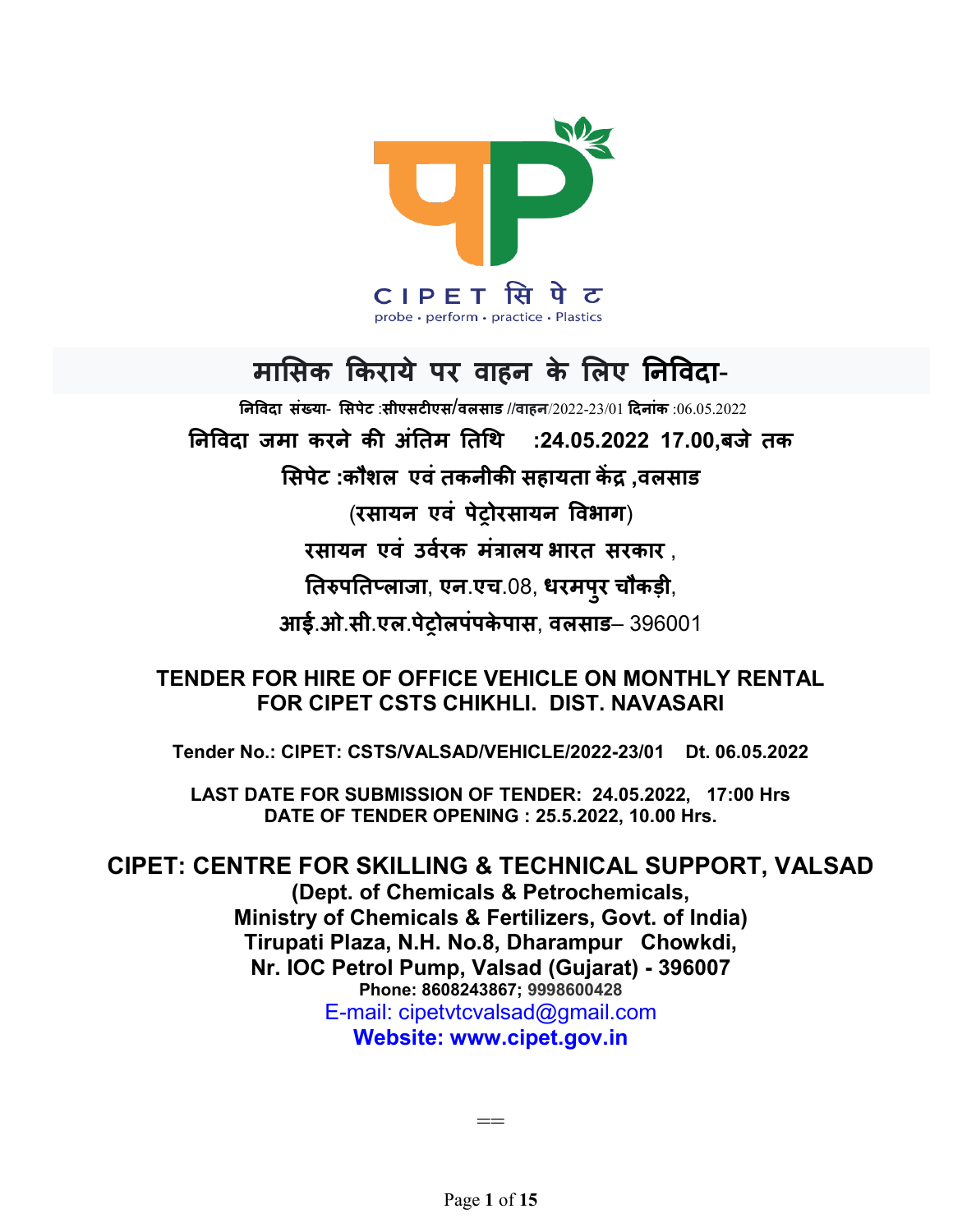CIPET सिपेट

probe • perform • practice • Plastics

# मासिक किराये पर वाहन के लिए निविदा-

**निविदा संख्या- सिपेट :सीएसटीएस/वलसाड //वाहन**/2022-23/01 **दिनांक** :06.05.2022

**निविदा जमा करने की अंतिम तिथि :24.05.2022 17.00,बजे तक**

**सिपेट :कौशल एवं तकनीकी सहायता केंद्र ,वलसाड**

**(रसायन एवं पेट्रोरसायन विभाग)**

**रसायन एवं उर्वरक मंत्रालय भारत सरकार ,**

**तिरुपतिप्लाजा, एन.एच.08, धरमपुर चौकड़ी,**

**आई.ओ.सी.एल.पेट्रोलपंपकेपास, वलसाड– 396001**

## TENDER FOR HIRE OF OFFICE VEHICLE ON MONTHLY RENTAL FOR CIPET CSTS CHIKHLI. DIST. NAVASARI

**Tender No.: CIPET: CSTS/VALSAD/VEHICLE/2022-23/01 Dt. 06.05.2022**

**LAST DATE FOR SUBMISSION OF TENDER: 24.05.2022, 17:00 Hrs**
**DATE OF TENDER OPENING : 25.5.2022, 10.00 Hrs.**

## CIPET: CENTRE FOR SKILLING & TECHNICAL SUPPORT, VALSAD

**(Dept. of Chemicals & Petrochemicals,**
**Ministry of Chemicals & Fertilizers, Govt. of India)**
**Tirupati Plaza, N.H. No.8, Dharampur Chowkdi,**
**Nr. IOC Petrol Pump, Valsad (Gujarat) - 396007**
**Phone: 8608243867; 9998600428**
E-mail: cipetvtcvalsad@gmail.com
**Website: www.cipet.gov.in**

==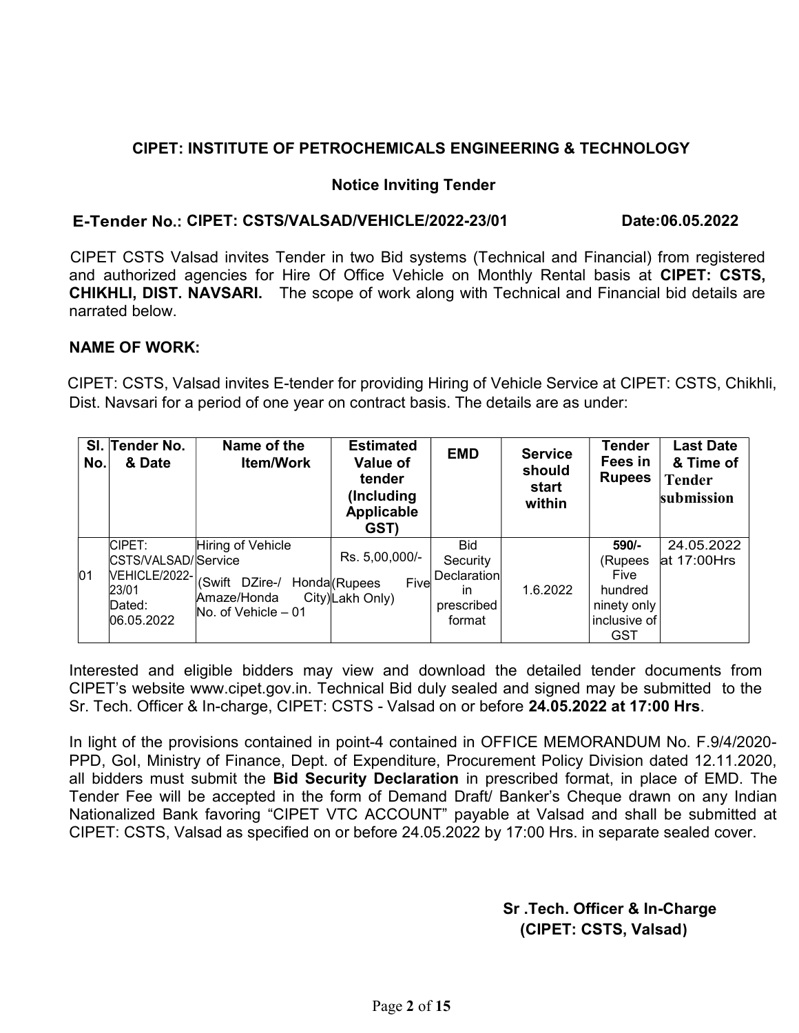## CIPET: INSTITUTE OF PETROCHEMICALS ENGINEERING & TECHNOLOGY

### Notice Inviting Tender

**E-Tender No.: CIPET: CSTS/VALSAD/VEHICLE/2022-23/01** **Date:06.05.2022**

CIPET CSTS Valsad invites Tender in two Bid systems (Technical and Financial) from registered and authorized agencies for Hire Of Office Vehicle on Monthly Rental basis at **CIPET: CSTS, CHIKHLI, DIST. NAVSARI.** The scope of work along with Technical and Financial bid details are narrated below.

**NAME OF WORK:**

CIPET: CSTS, Valsad invites E-tender for providing Hiring of Vehicle Service at CIPET: CSTS, Chikhli, Dist. Navsari for a period of one year on contract basis. The details are as under:

| Sl. No. | Tender No. & Date | Name of the Item/Work | Estimated Value of tender (Including Applicable GST) | EMD | Service should start within | Tender Fees in Rupees | Last Date & Time of Tender submission |
|---|---|---|---|---|---|---|---|
| 01 | CIPET: CSTS/VALSAD/VEHICLE/2022-23/01 Dated: 06.05.2022 | Hiring of Vehicle Service (Swift DZire-/ Honda Amaze/Honda City) No. of Vehicle – 01 | Rs. 5,00,000/- (Rupees Five Lakh Only) | Bid Security Declaration in prescribed format | 1.6.2022 | **590/-** (Rupees Five hundred ninety only inclusive of GST | 24.05.2022 at 17:00Hrs |

Interested and eligible bidders may view and download the detailed tender documents from CIPET's website www.cipet.gov.in. Technical Bid duly sealed and signed may be submitted to the Sr. Tech. Officer & In-charge, CIPET: CSTS - Valsad on or before **24.05.2022 at 17:00 Hrs**.

In light of the provisions contained in point-4 contained in OFFICE MEMORANDUM No. F.9/4/2020-PPD, GoI, Ministry of Finance, Dept. of Expenditure, Procurement Policy Division dated 12.11.2020, all bidders must submit the **Bid Security Declaration** in prescribed format, in place of EMD. The Tender Fee will be accepted in the form of Demand Draft/ Banker's Cheque drawn on any Indian Nationalized Bank favoring "CIPET VTC ACCOUNT" payable at Valsad and shall be submitted at CIPET: CSTS, Valsad as specified on or before 24.05.2022 by 17:00 Hrs. in separate sealed cover.

**Sr .Tech. Officer & In-Charge**
**(CIPET: CSTS, Valsad)**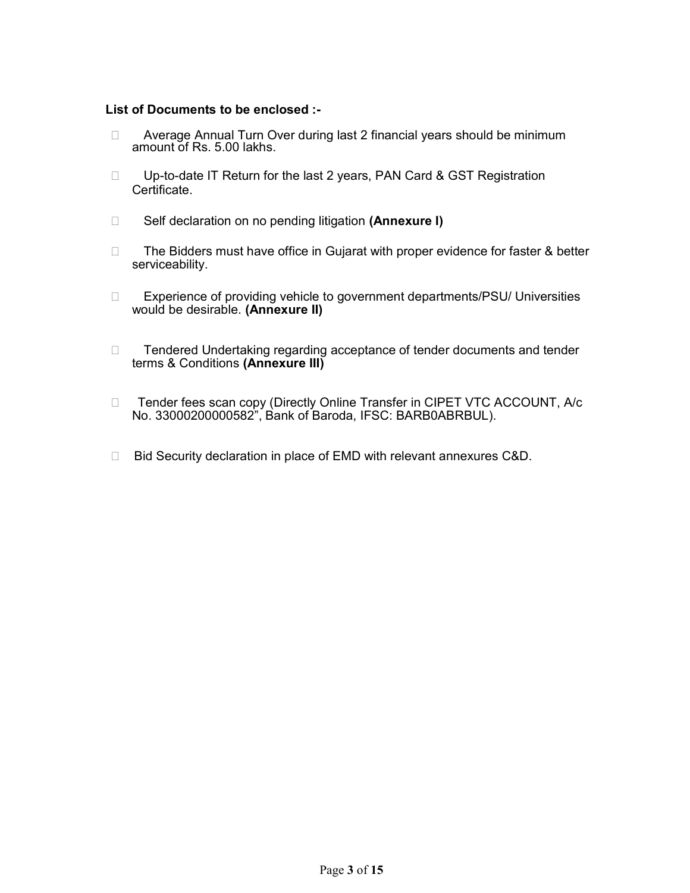**List of Documents to be enclosed :-**

- Average Annual Turn Over during last 2 financial years should be minimum amount of Rs. 5.00 lakhs.

- Up-to-date IT Return for the last 2 years, PAN Card & GST Registration Certificate.

- Self declaration on no pending litigation **(Annexure I)**

- The Bidders must have office in Gujarat with proper evidence for faster & better serviceability.

- Experience of providing vehicle to government departments/PSU/ Universities would be desirable. **(Annexure II)**

- Tendered Undertaking regarding acceptance of tender documents and tender terms & Conditions **(Annexure III)**

- Tender fees scan copy (Directly Online Transfer in CIPET VTC ACCOUNT, A/c No. 33000200000582", Bank of Baroda, IFSC: BARB0ABRBUL).

- Bid Security declaration in place of EMD with relevant annexures C&D.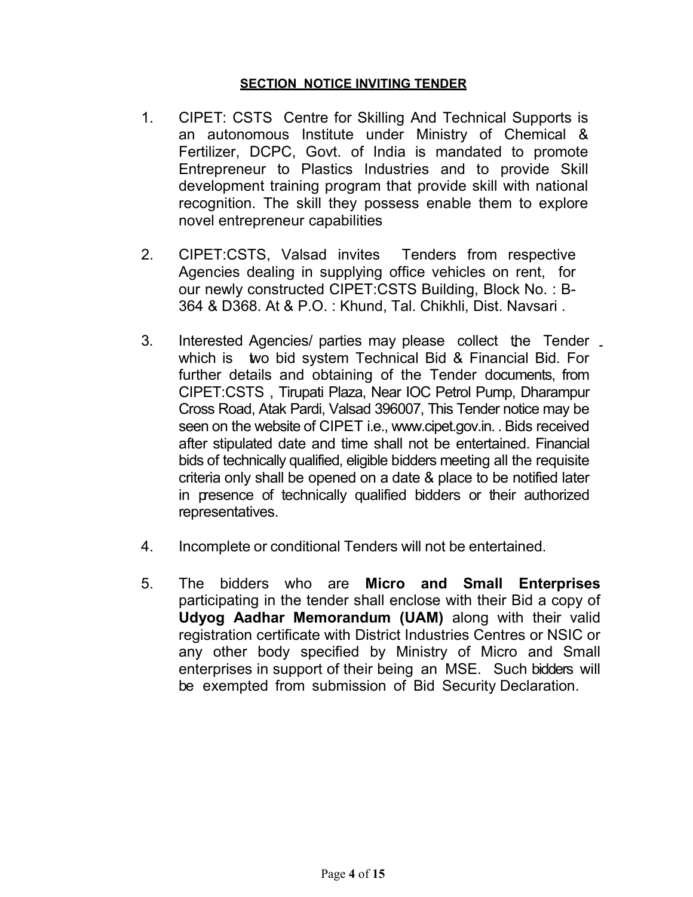## SECTION NOTICE INVITING TENDER

1. CIPET: CSTS Centre for Skilling And Technical Supports is an autonomous Institute under Ministry of Chemical & Fertilizer, DCPC, Govt. of India is mandated to promote Entrepreneur to Plastics Industries and to provide Skill development training program that provide skill with national recognition. The skill they possess enable them to explore novel entrepreneur capabilities

2. CIPET:CSTS, Valsad invites Tenders from respective Agencies dealing in supplying office vehicles on rent, for our newly constructed CIPET:CSTS Building, Block No. : B-364 & D368. At & P.O. : Khund, Tal. Chikhli, Dist. Navsari .

3. Interested Agencies/ parties may please collect the Tender which is two bid system Technical Bid & Financial Bid. For further details and obtaining of the Tender documents, from CIPET:CSTS , Tirupati Plaza, Near IOC Petrol Pump, Dharampur Cross Road, Atak Pardi, Valsad 396007, This Tender notice may be seen on the website of CIPET i.e., www.cipet.gov.in. . Bids received after stipulated date and time shall not be entertained. Financial bids of technically qualified, eligible bidders meeting all the requisite criteria only shall be opened on a date & place to be notified later in presence of technically qualified bidders or their authorized representatives.

4. Incomplete or conditional Tenders will not be entertained.

5. The bidders who are **Micro and Small Enterprises** participating in the tender shall enclose with their Bid a copy of **Udyog Aadhar Memorandum (UAM)** along with their valid registration certificate with District Industries Centres or NSIC or any other body specified by Ministry of Micro and Small enterprises in support of their being an MSE. Such bidders will be exempted from submission of Bid Security Declaration.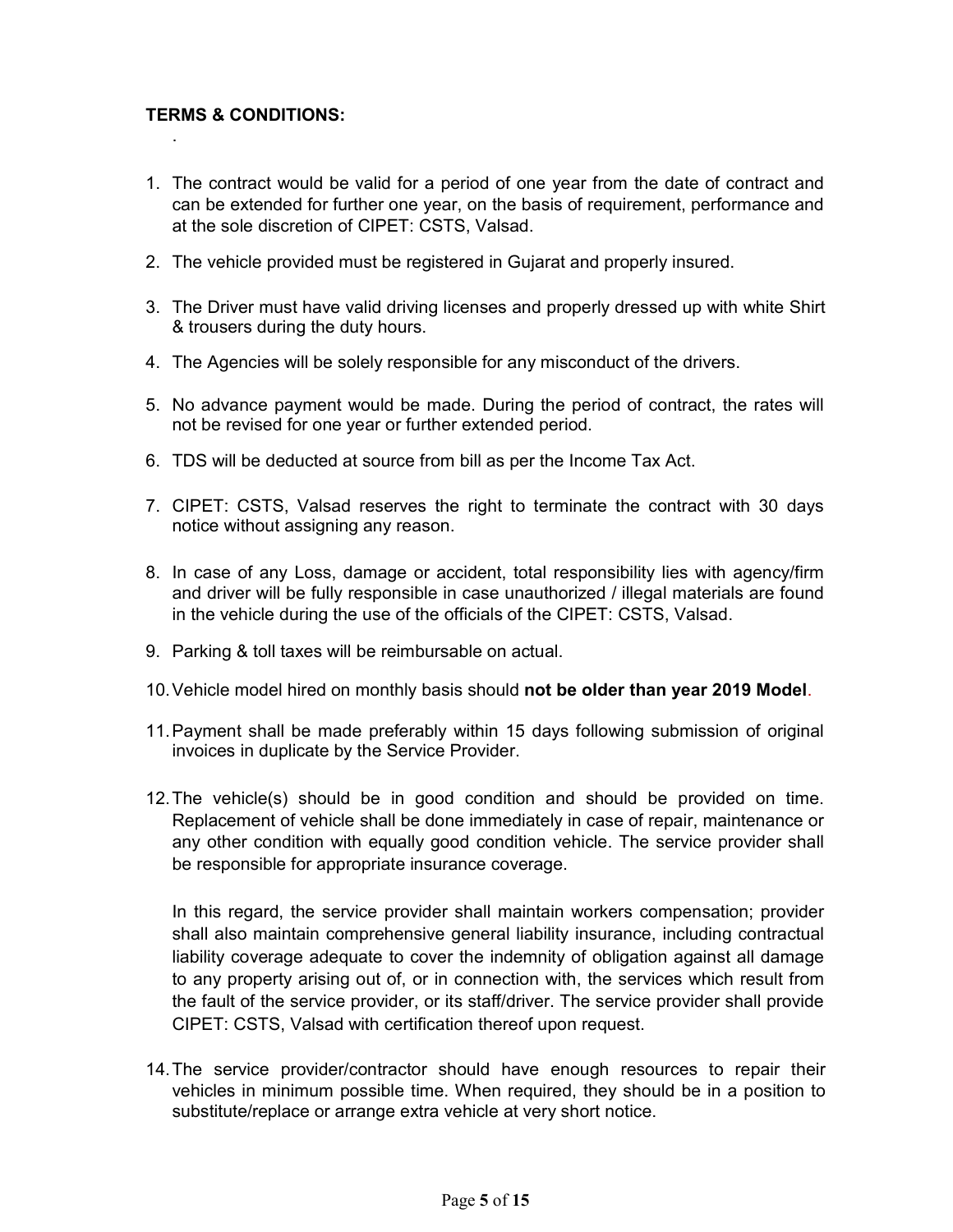**TERMS & CONDITIONS:**

.

1. The contract would be valid for a period of one year from the date of contract and can be extended for further one year, on the basis of requirement, performance and at the sole discretion of CIPET: CSTS, Valsad.

2. The vehicle provided must be registered in Gujarat and properly insured.

3. The Driver must have valid driving licenses and properly dressed up with white Shirt & trousers during the duty hours.

4. The Agencies will be solely responsible for any misconduct of the drivers.

5. No advance payment would be made. During the period of contract, the rates will not be revised for one year or further extended period.

6. TDS will be deducted at source from bill as per the Income Tax Act.

7. CIPET: CSTS, Valsad reserves the right to terminate the contract with 30 days notice without assigning any reason.

8. In case of any Loss, damage or accident, total responsibility lies with agency/firm and driver will be fully responsible in case unauthorized / illegal materials are found in the vehicle during the use of the officials of the CIPET: CSTS, Valsad.

9. Parking & toll taxes will be reimbursable on actual.

10. Vehicle model hired on monthly basis should **not be older than year 2019 Model**.

11. Payment shall be made preferably within 15 days following submission of original invoices in duplicate by the Service Provider.

12. The vehicle(s) should be in good condition and should be provided on time. Replacement of vehicle shall be done immediately in case of repair, maintenance or any other condition with equally good condition vehicle. The service provider shall be responsible for appropriate insurance coverage.

    In this regard, the service provider shall maintain workers compensation; provider shall also maintain comprehensive general liability insurance, including contractual liability coverage adequate to cover the indemnity of obligation against all damage to any property arising out of, or in connection with, the services which result from the fault of the service provider, or its staff/driver. The service provider shall provide CIPET: CSTS, Valsad with certification thereof upon request.

14. The service provider/contractor should have enough resources to repair their vehicles in minimum possible time. When required, they should be in a position to substitute/replace or arrange extra vehicle at very short notice.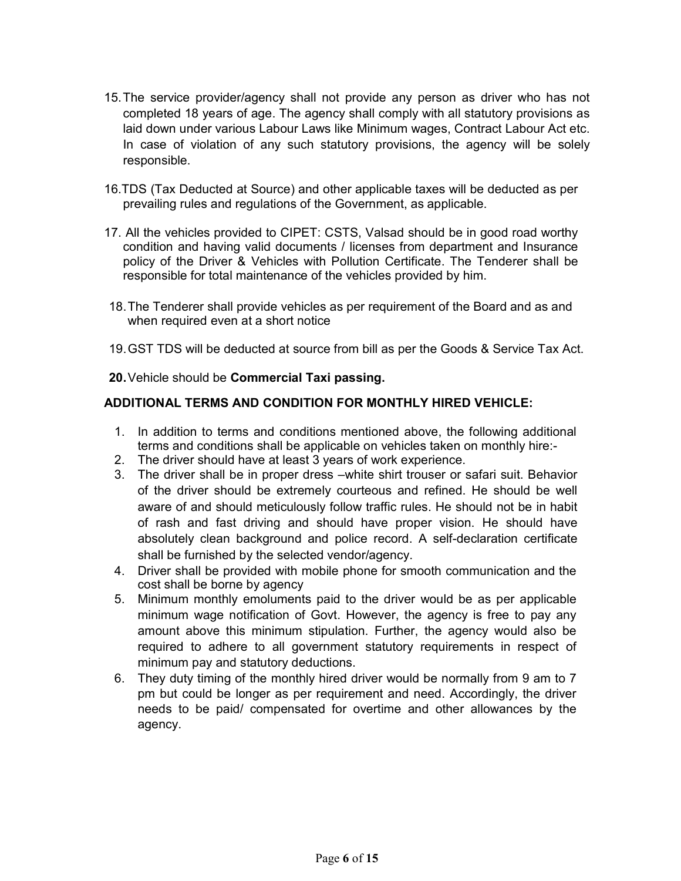15. The service provider/agency shall not provide any person as driver who has not completed 18 years of age. The agency shall comply with all statutory provisions as laid down under various Labour Laws like Minimum wages, Contract Labour Act etc. In case of violation of any such statutory provisions, the agency will be solely responsible.

16. TDS (Tax Deducted at Source) and other applicable taxes will be deducted as per prevailing rules and regulations of the Government, as applicable.

17. All the vehicles provided to CIPET: CSTS, Valsad should be in good road worthy condition and having valid documents / licenses from department and Insurance policy of the Driver & Vehicles with Pollution Certificate. The Tenderer shall be responsible for total maintenance of the vehicles provided by him.

18. The Tenderer shall provide vehicles as per requirement of the Board and as and when required even at a short notice

19. GST TDS will be deducted at source from bill as per the Goods & Service Tax Act.

**20.** Vehicle should be **Commercial Taxi passing.**

**ADDITIONAL TERMS AND CONDITION FOR MONTHLY HIRED VEHICLE:**

1. In addition to terms and conditions mentioned above, the following additional terms and conditions shall be applicable on vehicles taken on monthly hire:-
2. The driver should have at least 3 years of work experience.
3. The driver shall be in proper dress –white shirt trouser or safari suit. Behavior of the driver should be extremely courteous and refined. He should be well aware of and should meticulously follow traffic rules. He should not be in habit of rash and fast driving and should have proper vision. He should have absolutely clean background and police record. A self-declaration certificate shall be furnished by the selected vendor/agency.
4. Driver shall be provided with mobile phone for smooth communication and the cost shall be borne by agency
5. Minimum monthly emoluments paid to the driver would be as per applicable minimum wage notification of Govt. However, the agency is free to pay any amount above this minimum stipulation. Further, the agency would also be required to adhere to all government statutory requirements in respect of minimum pay and statutory deductions.
6. They duty timing of the monthly hired driver would be normally from 9 am to 7 pm but could be longer as per requirement and need. Accordingly, the driver needs to be paid/ compensated for overtime and other allowances by the agency.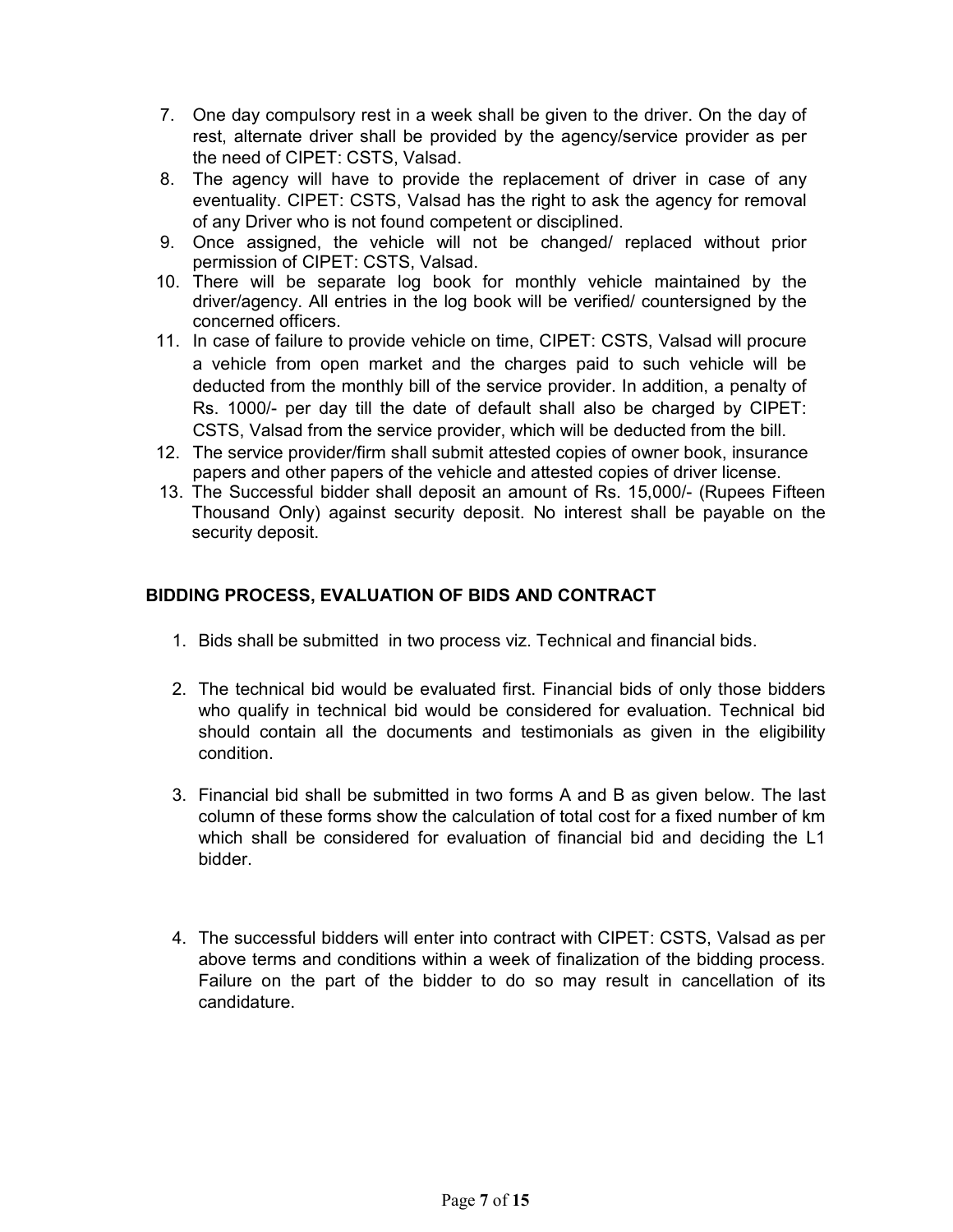7. One day compulsory rest in a week shall be given to the driver. On the day of rest, alternate driver shall be provided by the agency/service provider as per the need of CIPET: CSTS, Valsad.
8. The agency will have to provide the replacement of driver in case of any eventuality. CIPET: CSTS, Valsad has the right to ask the agency for removal of any Driver who is not found competent or disciplined.
9. Once assigned, the vehicle will not be changed/ replaced without prior permission of CIPET: CSTS, Valsad.
10. There will be separate log book for monthly vehicle maintained by the driver/agency. All entries in the log book will be verified/ countersigned by the concerned officers.
11. In case of failure to provide vehicle on time, CIPET: CSTS, Valsad will procure a vehicle from open market and the charges paid to such vehicle will be deducted from the monthly bill of the service provider. In addition, a penalty of Rs. 1000/- per day till the date of default shall also be charged by CIPET: CSTS, Valsad from the service provider, which will be deducted from the bill.
12. The service provider/firm shall submit attested copies of owner book, insurance papers and other papers of the vehicle and attested copies of driver license.
13. The Successful bidder shall deposit an amount of Rs. 15,000/- (Rupees Fifteen Thousand Only) against security deposit. No interest shall be payable on the security deposit.

**BIDDING PROCESS, EVALUATION OF BIDS AND CONTRACT**

1. Bids shall be submitted in two process viz. Technical and financial bids.

2. The technical bid would be evaluated first. Financial bids of only those bidders who qualify in technical bid would be considered for evaluation. Technical bid should contain all the documents and testimonials as given in the eligibility condition.

3. Financial bid shall be submitted in two forms A and B as given below. The last column of these forms show the calculation of total cost for a fixed number of km which shall be considered for evaluation of financial bid and deciding the L1 bidder.

4. The successful bidders will enter into contract with CIPET: CSTS, Valsad as per above terms and conditions within a week of finalization of the bidding process. Failure on the part of the bidder to do so may result in cancellation of its candidature.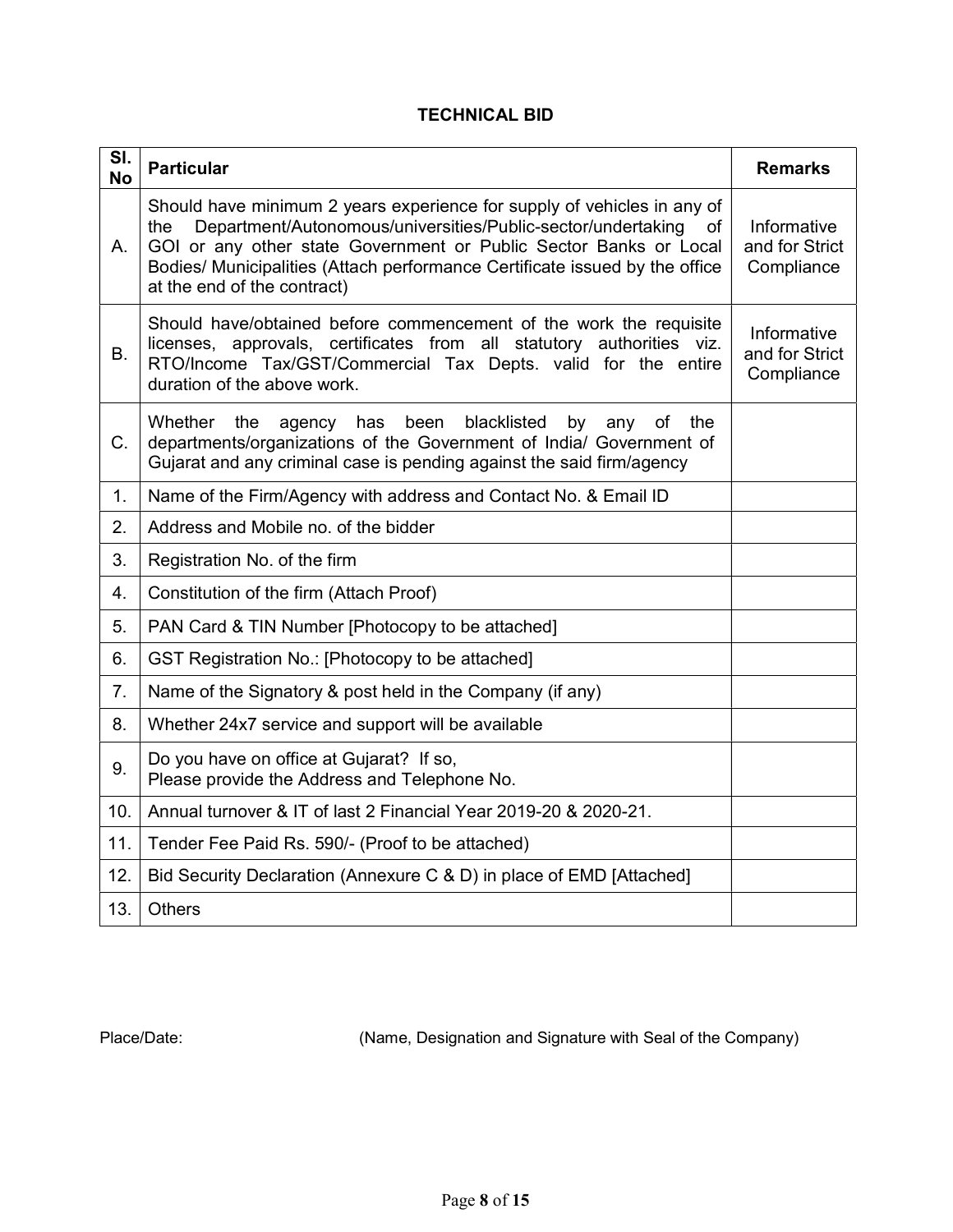## TECHNICAL BID

| Sl. No | Particular | Remarks |
|---|---|---|
| A. | Should have minimum 2 years experience for supply of vehicles in any of the Department/Autonomous/universities/Public-sector/undertaking of GOI or any other state Government or Public Sector Banks or Local Bodies/ Municipalities (Attach performance Certificate issued by the office at the end of the contract) | Informative and for Strict Compliance |
| B. | Should have/obtained before commencement of the work the requisite licenses, approvals, certificates from all statutory authorities viz. RTO/Income Tax/GST/Commercial Tax Depts. valid for the entire duration of the above work. | Informative and for Strict Compliance |
| C. | Whether the agency has been blacklisted by any of the departments/organizations of the Government of India/ Government of Gujarat and any criminal case is pending against the said firm/agency | |
| 1. | Name of the Firm/Agency with address and Contact No. & Email ID | |
| 2. | Address and Mobile no. of the bidder | |
| 3. | Registration No. of the firm | |
| 4. | Constitution of the firm (Attach Proof) | |
| 5. | PAN Card & TIN Number [Photocopy to be attached] | |
| 6. | GST Registration No.: [Photocopy to be attached] | |
| 7. | Name of the Signatory & post held in the Company (if any) | |
| 8. | Whether 24x7 service and support will be available | |
| 9. | Do you have on office at Gujarat? If so,<br>Please provide the Address and Telephone No. | |
| 10. | Annual turnover & IT of last 2 Financial Year 2019-20 & 2020-21. | |
| 11. | Tender Fee Paid Rs. 590/- (Proof to be attached) | |
| 12. | Bid Security Declaration (Annexure C & D) in place of EMD [Attached] | |
| 13. | Others | |

Place/Date: (Name, Designation and Signature with Seal of the Company)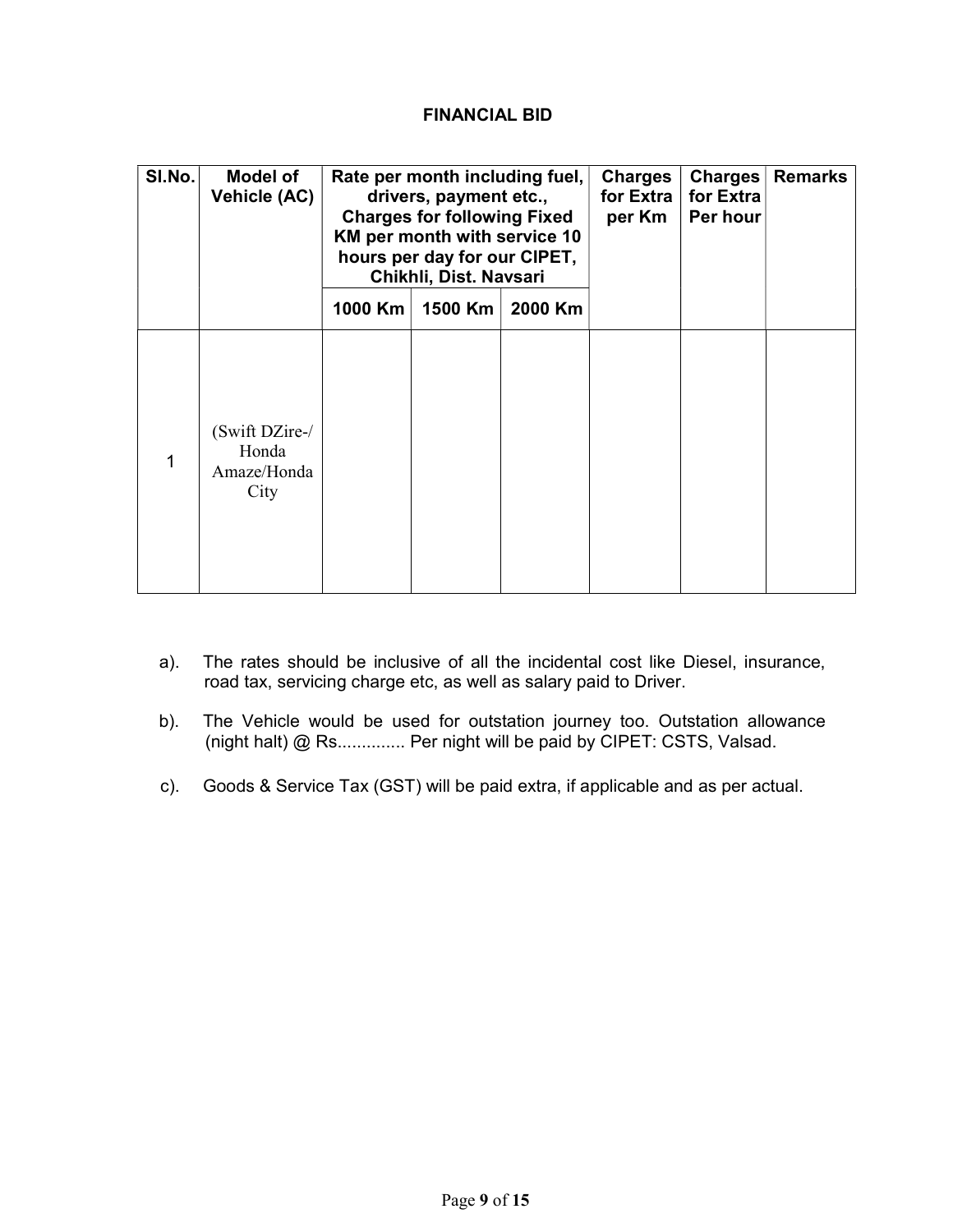## FINANCIAL BID

| Sl.No. | Model of Vehicle (AC) | Rate per month including fuel, drivers, payment etc., Charges for following Fixed KM per month with service 10 hours per day for our CIPET, Chikhli, Dist. Navsari | | | Charges for Extra per Km | Charges for Extra Per hour | Remarks |
|---|---|---|---|---|---|---|---|
| | | 1000 Km | 1500 Km | 2000 Km | | | |
| 1 | (Swift DZire-/ Honda Amaze/Honda City | | | | | | |

a). The rates should be inclusive of all the incidental cost like Diesel, insurance, road tax, servicing charge etc, as well as salary paid to Driver.

b). The Vehicle would be used for outstation journey too. Outstation allowance (night halt) @ Rs.............. Per night will be paid by CIPET: CSTS, Valsad.

c). Goods & Service Tax (GST) will be paid extra, if applicable and as per actual.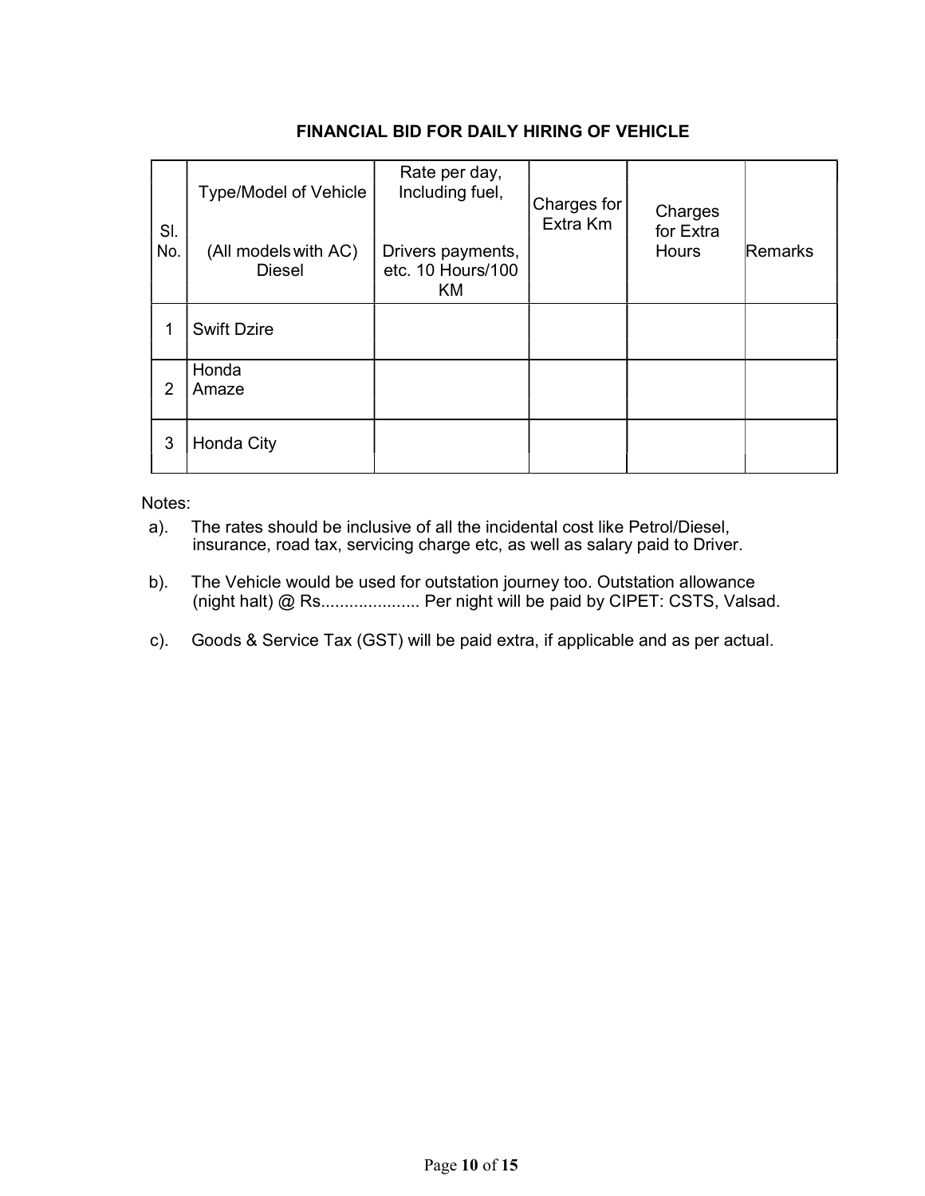## FINANCIAL BID FOR DAILY HIRING OF VEHICLE

| Sl. No. | Type/Model of Vehicle (All models with AC) Diesel | Rate per day, Including fuel, Drivers payments, etc. 10 Hours/100 KM | Charges for Extra Km | Charges for Extra Hours | Remarks |
|---|---|---|---|---|---|
| 1 | Swift Dzire | | | | |
| 2 | Honda Amaze | | | | |
| 3 | Honda City | | | | |

Notes:

a). The rates should be inclusive of all the incidental cost like Petrol/Diesel, insurance, road tax, servicing charge etc, as well as salary paid to Driver.

b). The Vehicle would be used for outstation journey too. Outstation allowance (night halt) @ Rs.................... Per night will be paid by CIPET: CSTS, Valsad.

c). Goods & Service Tax (GST) will be paid extra, if applicable and as per actual.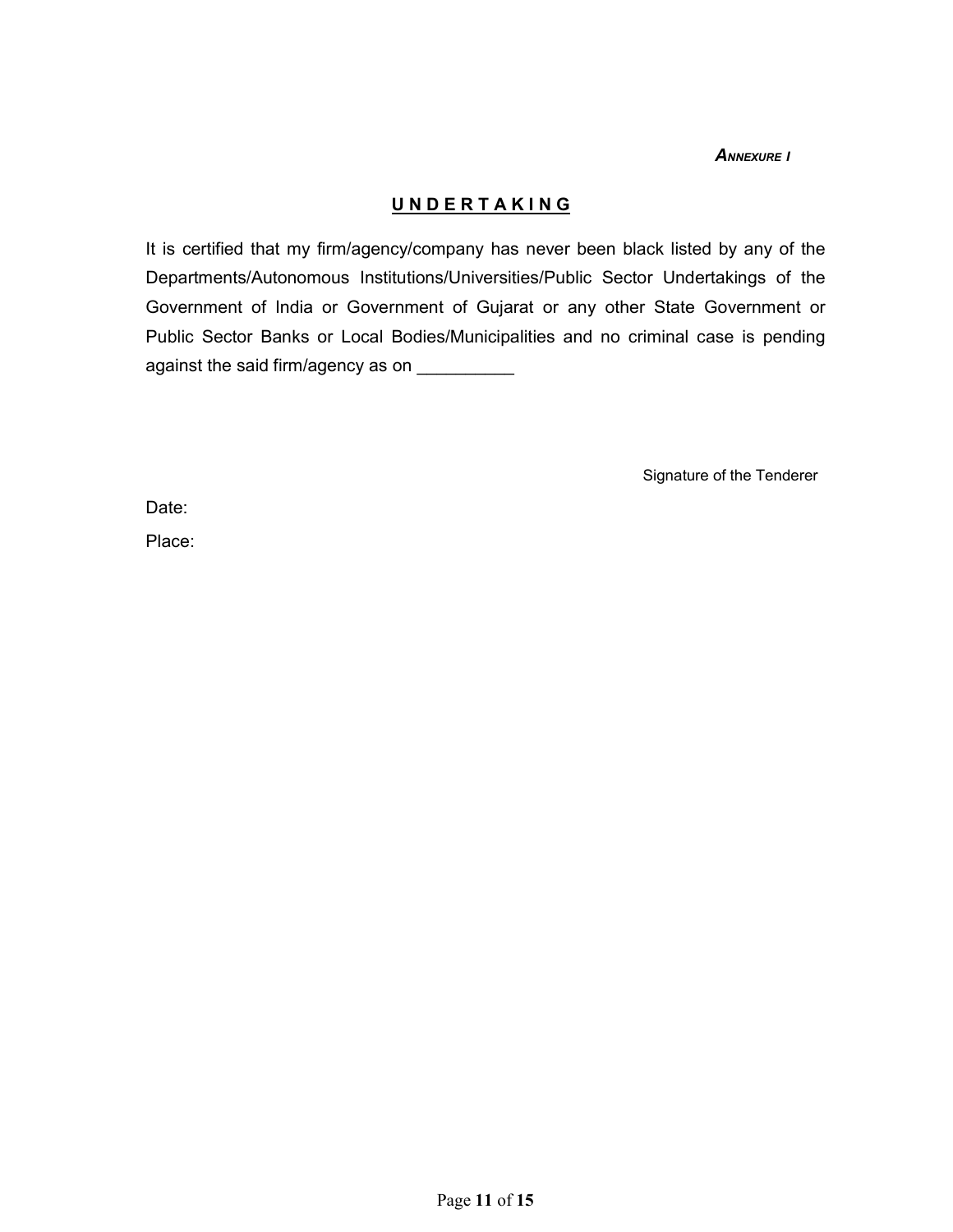*ANNEXURE I*

## **U N D E R T A K I N G**

It is certified that my firm/agency/company has never been black listed by any of the Departments/Autonomous Institutions/Universities/Public Sector Undertakings of the Government of India or Government of Gujarat or any other State Government or Public Sector Banks or Local Bodies/Municipalities and no criminal case is pending against the said firm/agency as on __________

Signature of the Tenderer

Date:

Place: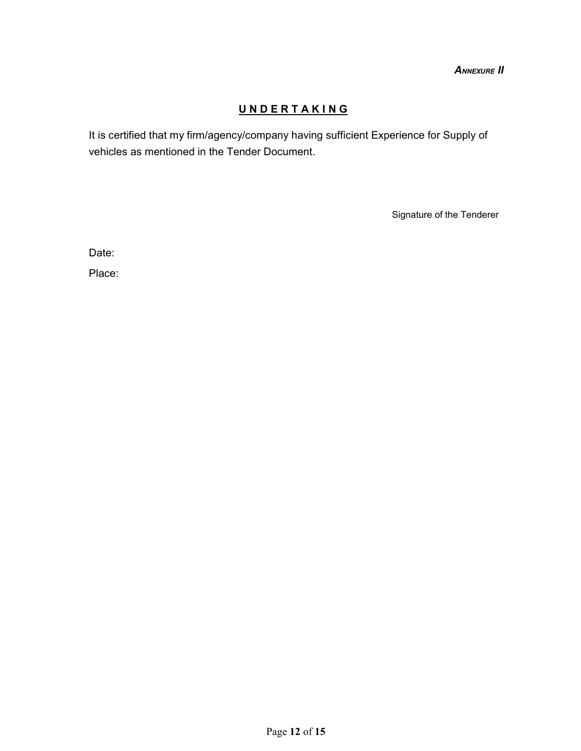***ANNEXURE II***

## **U N D E R T A K I N G**

It is certified that my firm/agency/company having sufficient Experience for Supply of vehicles as mentioned in the Tender Document.

Signature of the Tenderer

Date:

Place: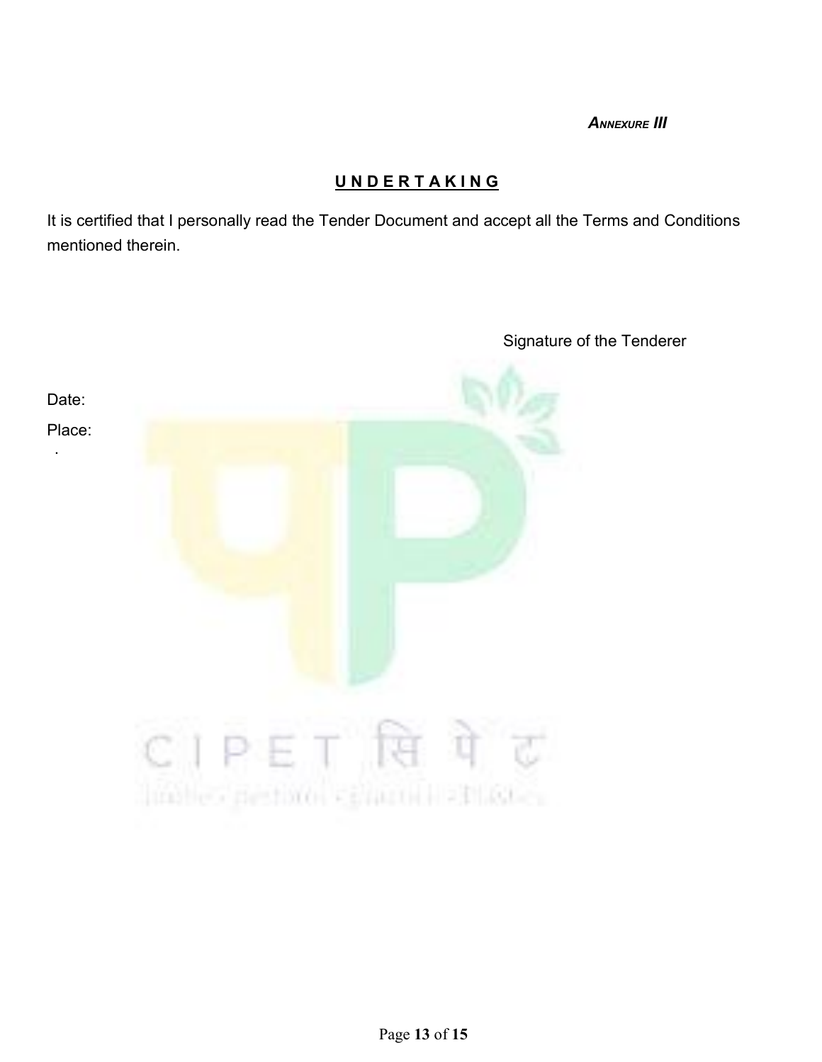***Annexure III***

## **UNDERTAKING**

It is certified that I personally read the Tender Document and accept all the Terms and Conditions mentioned therein.

Signature of the Tenderer

Date:

Place: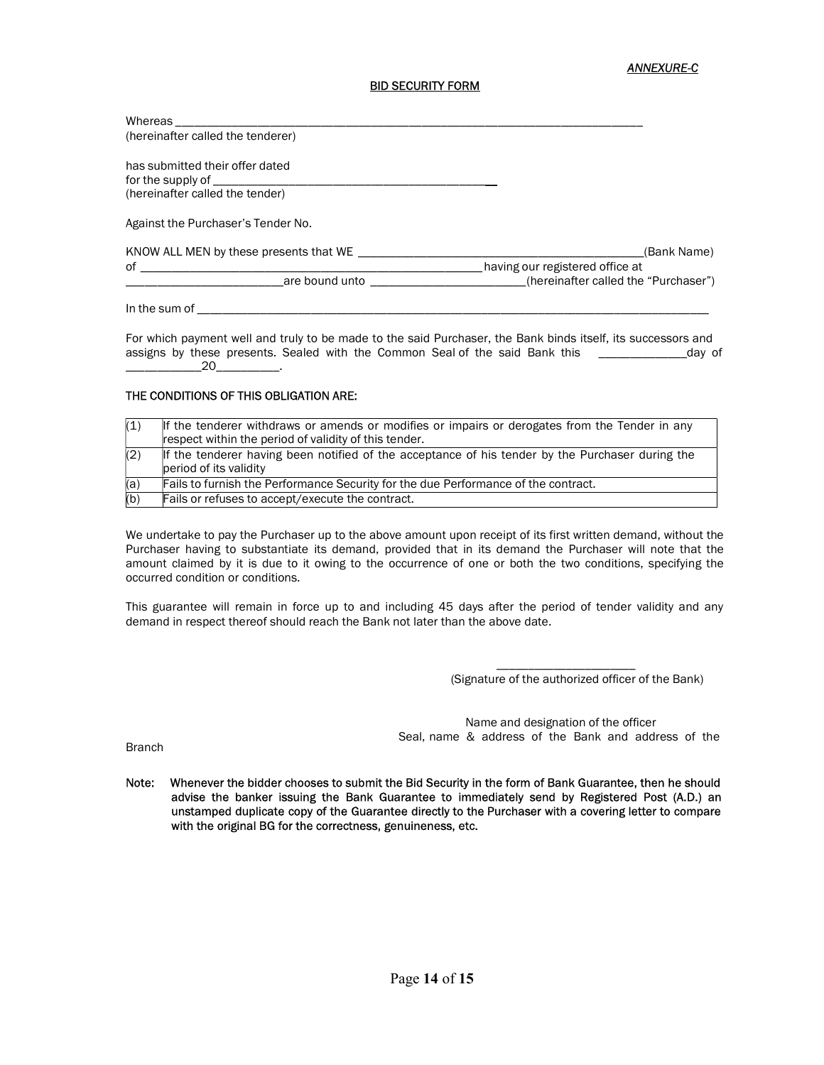*ANNEXURE-C*

## BID SECURITY FORM

Whereas ___________________________________________________________________________
(hereinafter called the tenderer)

has submitted their offer dated
for the supply of ______________________________________________
(hereinafter called the tender)

Against the Purchaser's Tender No.

KNOW ALL MEN by these presents that WE _______________________________________________(Bank Name)
of _________________________________________________ having our registered office at
_________________________ are bound unto _________________________(hereinafter called the "Purchaser")

In the sum of ________________________________________________________________________________________

For which payment well and truly to be made to the said Purchaser, the Bank binds itself, its successors and assigns by these presents. Sealed with the Common Seal of the said Bank this ______________day of ____________20__________.

**THE CONDITIONS OF THIS OBLIGATION ARE:**

| | |
|---|---|
| (1) | If the tenderer withdraws or amends or modifies or impairs or derogates from the Tender in any respect within the period of validity of this tender. |
| (2) | If the tenderer having been notified of the acceptance of his tender by the Purchaser during the period of its validity |
| (a) | Fails to furnish the Performance Security for the due Performance of the contract. |
| (b) | Fails or refuses to accept/execute the contract. |

We undertake to pay the Purchaser up to the above amount upon receipt of its first written demand, without the Purchaser having to substantiate its demand, provided that in its demand the Purchaser will note that the amount claimed by it is due to it owing to the occurrence of one or both the two conditions, specifying the occurred condition or conditions.

This guarantee will remain in force up to and including 45 days after the period of tender validity and any demand in respect thereof should reach the Bank not later than the above date.

______________________
(Signature of the authorized officer of the Bank)

Name and designation of the officer
Seal, name & address of the Bank and address of the Branch

**Note: Whenever the bidder chooses to submit the Bid Security in the form of Bank Guarantee, then he should advise the banker issuing the Bank Guarantee to immediately send by Registered Post (A.D.) an unstamped duplicate copy of the Guarantee directly to the Purchaser with a covering letter to compare with the original BG for the correctness, genuineness, etc.**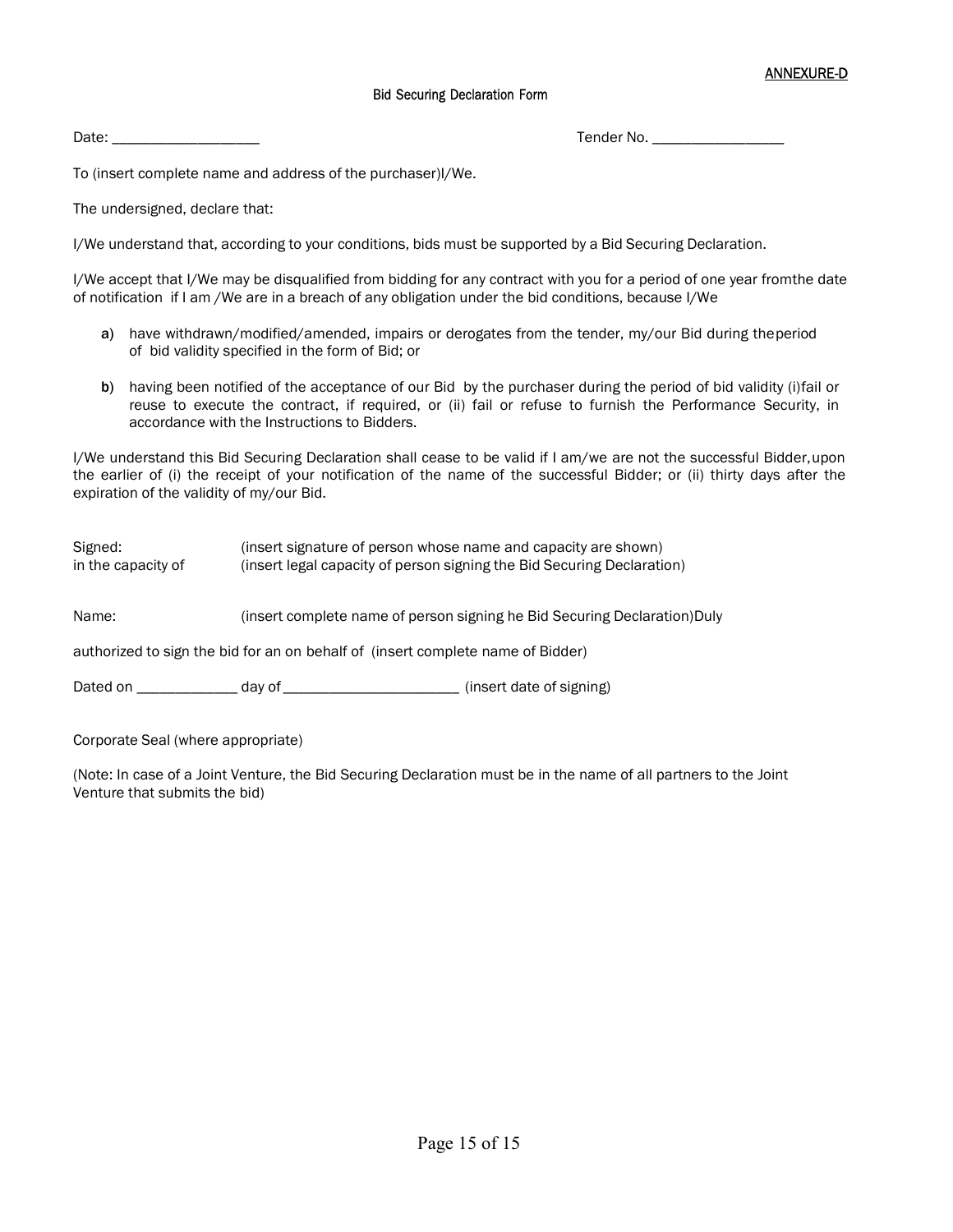ANNEXURE-D

## Bid Securing Declaration Form

Date: ___________________ Tender No. _________________

To (insert complete name and address of the purchaser)I/We.

The undersigned, declare that:

I/We understand that, according to your conditions, bids must be supported by a Bid Securing Declaration.

I/We accept that I/We may be disqualified from bidding for any contract with you for a period of one year fromthe date of notification if I am /We are in a breach of any obligation under the bid conditions, because I/We

a) have withdrawn/modified/amended, impairs or derogates from the tender, my/our Bid during theperiod of bid validity specified in the form of Bid; or

b) having been notified of the acceptance of our Bid by the purchaser during the period of bid validity (i)fail or reuse to execute the contract, if required, or (ii) fail or refuse to furnish the Performance Security, in accordance with the Instructions to Bidders.

I/We understand this Bid Securing Declaration shall cease to be valid if I am/we are not the successful Bidder,upon the earlier of (i) the receipt of your notification of the name of the successful Bidder; or (ii) thirty days after the expiration of the validity of my/our Bid.

Signed: (insert signature of person whose name and capacity are shown)
in the capacity of (insert legal capacity of person signing the Bid Securing Declaration)

Name: (insert complete name of person signing he Bid Securing Declaration)Duly

authorized to sign the bid for an on behalf of (insert complete name of Bidder)

Dated on _____________ day of _______________________ (insert date of signing)

Corporate Seal (where appropriate)

(Note: In case of a Joint Venture, the Bid Securing Declaration must be in the name of all partners to the Joint Venture that submits the bid)